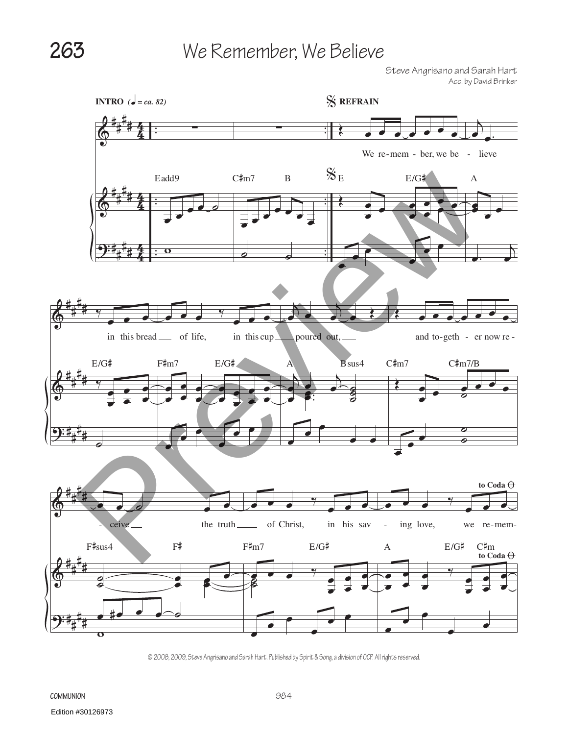# 263 We Remember, We Believe

Steve Angrisano and Sarah Hart
Acc. by David Brinker

**INTRO** (♩ = ca. 82) — **REFRAIN**

Eadd9 C♯m7 B | E E/G♯ A

We re-mem - ber, we be - lieve

E/G♯ F♯m7 E/G♯ A Bsus4 | C♯m7 C♯m7/B

in this bread ___ of life, in this cup ___ poured out, ___ and to-geth - er now re -

F♯sus4 F♯ | F♯m7 E/G♯ | A E/G♯ C♯m — to Coda

- ceive ___ the truth ___ of Christ, in his sav - ing love, we re-mem-

© 2008, 2009, Steve Angrisano and Sarah Hart. Published by Spirit & Song, a division of OCP. All rights reserved.

COMMUNION

Edition #30126973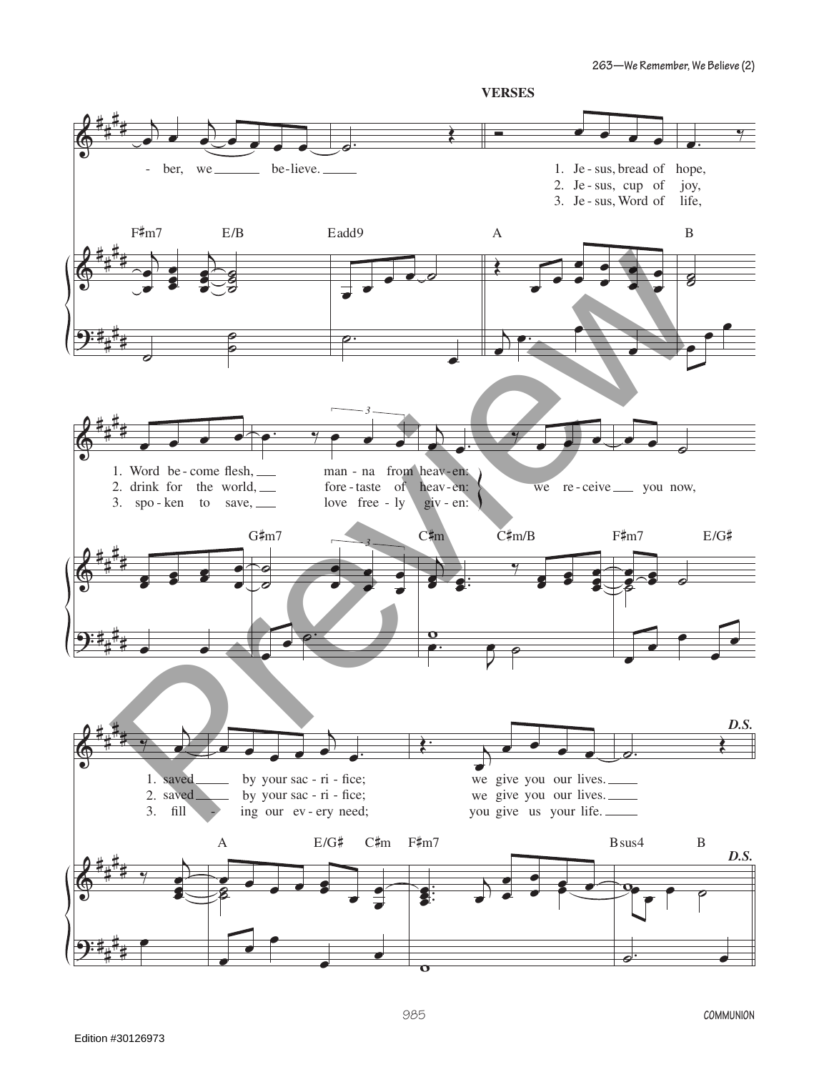**VERSES**

- ber, we ___ be-lieve. ___

1. Je - sus, bread of hope,
2. Je - sus, cup of joy,
3. Je - sus, Word of life,

F♯m7 E/B Eadd9 A B

1. Word be - come flesh, ___ man - na from heav - en:
2. drink for the world, ___ fore - taste of heav - en:
3. spo - ken to save, ___ love free - ly giv - en:

we re - ceive ___ you now,

G♯m7 C♯m C♯m/B F♯m7 E/G♯

1. saved ___ by your sac - ri - fice; we give you our lives. ___
2. saved ___ by your sac - ri - fice; we give you our lives. ___
3. fill - ing our ev - ery need; you give us your life. ___

A E/G♯ C♯m F♯m7 Bsus4 B

*D.S.*

Edition #30126973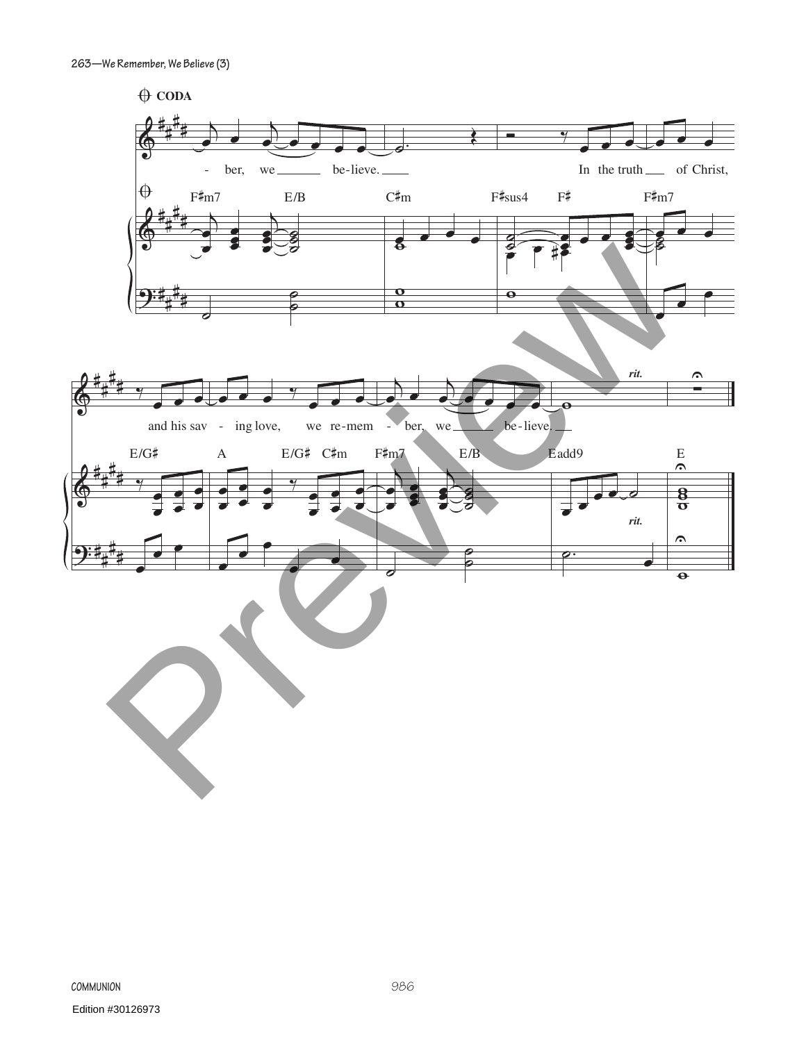CODA

- ber, we ___ be-lieve. ___ In the truth ___ of Christ,

F♯m7 E/B C♯m F♯sus4 F♯ F♯m7

and his sav - ing love, we re-mem - ber, we ___ be-lieve. ___

E/G♯ A E/G♯ C♯m F♯m7 E/B Eadd9 E

*rit.*

COMMUNION

Edition #30126973